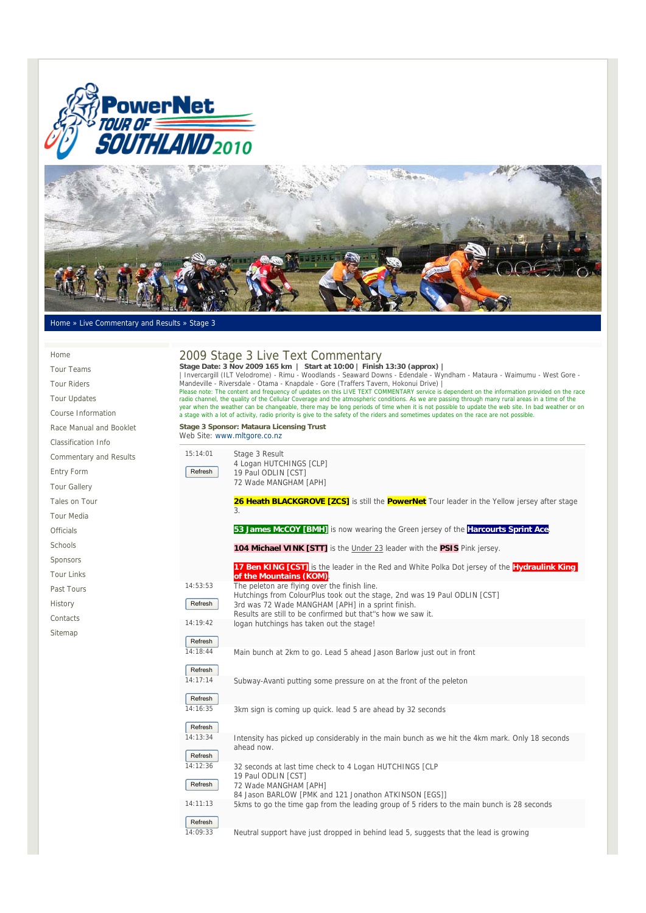Home » Live Commentary and Results » Stage 3

- Home
- Tour Teams
- Tour Riders
- Tour Updates
- Course Information
- Race Manual and Booklet
- Classification Info
- Commentary and Results
- Entry Form
- Tour Gallery
- Tales on Tour
- Tour Media
- Officials
- Schools
- Sponsors
- Tour Links
- Past Tours
- History
- Contacts
- Sitemap

# 2009 Stage 3 Live Text Commentary

**Stage Date: 3 Nov 2009 165 km | Start at 10:00 | Finish 13:30 (approx) |**
| Invercargill (ILT Velodrome) - Rimu - Woodlands - Seaward Downs - Edendale - Wyndham - Mataura - Waimumu - West Gore - Mandeville - Riversdale - Otama - Knapdale - Gore (Traffers Tavern, Hokonui Drive) |
Please note: The content and frequency of updates on this LIVE TEXT COMMENTARY service is dependent on the information provided on the race radio channel, the quality of the Cellular Coverage and the atmospheric conditions. As we are passing through many rural areas in a time of the year when the weather can be changeable, there may be long periods of time when it is not possible to update the web site. In bad weather or on a stage with a lot of activity, radio priority is give to the safety of the riders and sometimes updates on the race are not possible.

**Stage 3 Sponsor: Mataura Licensing Trust**
Web Site: www.mltgore.co.nz

| Time | Commentary |
|---|---|
| 15:14:01 Refresh | Stage 3 Result<br>4 Logan HUTCHINGS [CLP]<br>19 Paul ODLIN [CST]<br>72 Wade MANGHAM [APH]<br><br>**26 Heath BLACKGROVE [ZCS]** is still the **PowerNet** Tour leader in the Yellow jersey after stage 3.<br><br>**53 James McCOY [BMH]** is now wearing the Green jersey of the **Harcourts Sprint Ace**<br><br>**104 Michael VINK [STT]** is the Under 23 leader with the **PSIS** Pink jersey.<br><br>**17 Ben KING [CST]** is the leader in the Red and White Polka Dot jersey of the **Hydraulink King of the Mountains (KOM)**. |
| 14:53:53 Refresh | The peleton are flying over the finish line.<br>Hutchings from ColourPlus took out the stage, 2nd was 19 Paul ODLIN [CST]<br>3rd was 72 Wade MANGHAM [APH] in a sprint finish.<br>Results are still to be confirmed but that''s how we saw it. |
| 14:19:42 Refresh | logan hutchings has taken out the stage! |
| 14:18:44 Refresh | Main bunch at 2km to go. Lead 5 ahead Jason Barlow just out in front |
| 14:17:14 Refresh | Subway-Avanti putting some pressure on at the front of the peleton |
| 14:16:35 Refresh | 3km sign is coming up quick. lead 5 are ahead by 32 seconds |
| 14:13:34 Refresh | Intensity has picked up considerably in the main bunch as we hit the 4km mark. Only 18 seconds ahead now. |
| 14:12:36 Refresh | 32 seconds at last time check to 4 Logan HUTCHINGS [CLP<br>19 Paul ODLIN [CST]<br>72 Wade MANGHAM [APH]<br>84 Jason BARLOW [PMK and 121 Jonathon ATKINSON [EGS]] |
| 14:11:13 Refresh | 5kms to go the time gap from the leading group of 5 riders to the main bunch is 28 seconds |
| 14:09:33 | Neutral support have just dropped in behind lead 5, suggests that the lead is growing |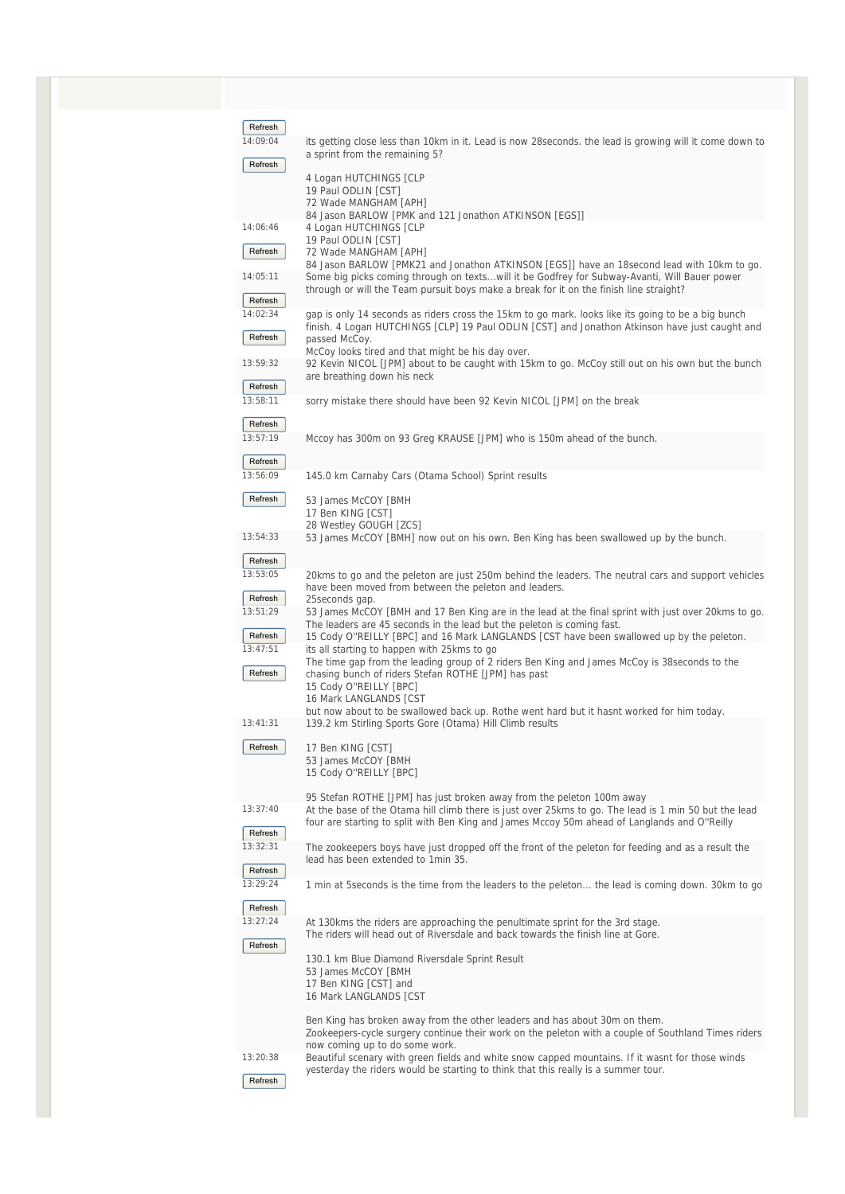14:09:04

its getting close less than 10km in it. Lead is now 28seconds. the lead is growing will it come down to a sprint from the remaining 5?

4 Logan HUTCHINGS [CLP
19 Paul ODLIN [CST]
72 Wade MANGHAM [APH]
84 Jason BARLOW [PMK and 121 Jonathon ATKINSON [EGS]]

14:06:46

4 Logan HUTCHINGS [CLP
19 Paul ODLIN [CST]
72 Wade MANGHAM [APH]
84 Jason BARLOW [PMK21 and Jonathon ATKINSON [EGS]] have an 18second lead with 10km to go.

14:05:11

Some big picks coming through on texts...will it be Godfrey for Subway-Avanti, Will Bauer power through or will the Team pursuit boys make a break for it on the finish line straight?

14:02:34

gap is only 14 seconds as riders cross the 15km to go mark. looks like its going to be a big bunch finish. 4 Logan HUTCHINGS [CLP] 19 Paul ODLIN [CST] and Jonathon Atkinson have just caught and passed McCoy.
McCoy looks tired and that might be his day over.

13:59:32

92 Kevin NICOL [JPM] about to be caught with 15km to go. McCoy still out on his own but the bunch are breathing down his neck

13:58:11

sorry mistake there should have been 92 Kevin NICOL [JPM] on the break

13:57:19

Mccoy has 300m on 93 Greg KRAUSE [JPM] who is 150m ahead of the bunch.

13:56:09

145.0 km Carnaby Cars (Otama School) Sprint results

53 James McCOY [BMH
17 Ben KING [CST]
28 Westley GOUGH [ZCS]

13:54:33

53 James McCOY [BMH] now out on his own. Ben King has been swallowed up by the bunch.

13:53:05

20kms to go and the peleton are just 250m behind the leaders. The neutral cars and support vehicles have been moved from between the peleton and leaders.
25seconds gap.

13:51:29

53 James McCOY [BMH and 17 Ben King are in the lead at the final sprint with just over 20kms to go. The leaders are 45 seconds in the lead but the peloton is coming fast.
15 Cody O''REILLY [BPC] and 16 Mark LANGLANDS [CST have been swallowed up by the peloton.

13:47:51

its all starting to happen with 25kms to go
The time gap from the leading group of 2 riders Ben King and James McCoy is 38seconds to the chasing bunch of riders Stefan ROTHE [JPM] has past
15 Cody O''REILLY [BPC]
16 Mark LANGLANDS [CST
but now about to be swallowed back up. Rothe went hard but it hasnt worked for him today.

13:41:31

139.2 km Stirling Sports Gore (Otama) Hill Climb results

17 Ben KING [CST]
53 James McCOY [BMH
15 Cody O''REILLY [BPC]

95 Stefan ROTHE [JPM] has just broken away from the peleton 100m away

13:37:40

At the base of the Otama hill climb there is just over 25kms to go. The lead is 1 min 50 but the lead four are starting to split with Ben King and James Mccoy 50m ahead of Langlands and O''Reilly

13:32:31

The zookeepers boys have just dropped off the front of the peleton for feeding and as a result the lead has been extended to 1min 35.

13:29:24

1 min at 5seconds is the time from the leaders to the peleton... the lead is coming down. 30km to go

13:27:24

At 130kms the riders are approaching the penultimate sprint for the 3rd stage.
The riders will head out of Riversdale and back towards the finish line at Gore.

130.1 km Blue Diamond Riversdale Sprint Result
53 James McCOY [BMH
17 Ben KING [CST] and
16 Mark LANGLANDS [CST

Ben King has broken away from the other leaders and has about 30m on them.
Zookeepers-cycle surgery continue their work on the peleton with a couple of Southland Times riders now coming up to do some work.

13:20:38

Beautiful scenary with green fields and white snow capped mountains. If it wasnt for those winds yesterday the riders would be starting to think that this really is a summer tour.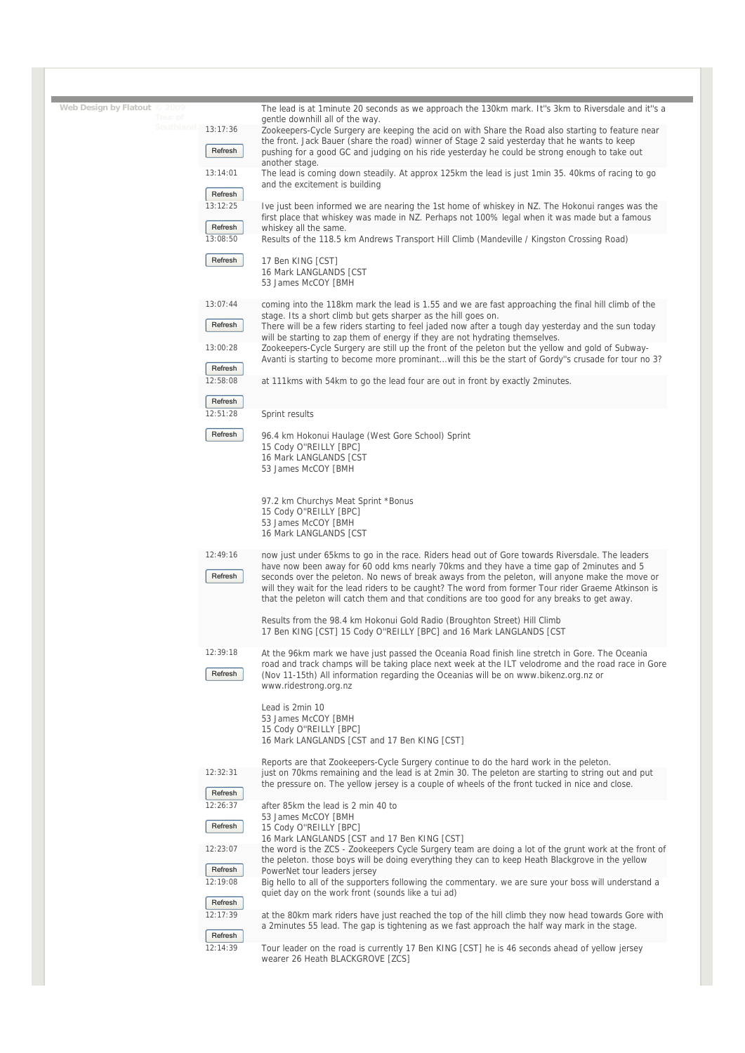Web Design by Flatout © 2009 Tour of Southland

The lead is at 1minute 20 seconds as we approach the 130km mark. It''s 3km to Riversdale and it''s a gentle downhill all of the way.

13:17:36

Zookeepers-Cycle Surgery are keeping the acid on with Share the Road also starting to feature near the front. Jack Bauer (share the road) winner of Stage 2 said yesterday that he wants to keep pushing for a good GC and judging on his ride yesterday he could be strong enough to take out another stage.

13:14:01

The lead is coming down steadily. At approx 125km the lead is just 1min 35. 40kms of racing to go and the excitement is building

13:12:25

Ive just been informed we are nearing the 1st home of whiskey in NZ. The Hokonui ranges was the first place that whiskey was made in NZ. Perhaps not 100% legal when it was made but a famous whiskey all the same.

13:08:50

Results of the 118.5 km Andrews Transport Hill Climb (Mandeville / Kingston Crossing Road)

17 Ben KING [CST]
16 Mark LANGLANDS [CST
53 James McCOY [BMH

13:07:44

coming into the 118km mark the lead is 1.55 and we are fast approaching the final hill climb of the stage. Its a short climb but gets sharper as the hill goes on.
There will be a few riders starting to feel jaded now after a tough day yesterday and the sun today will be starting to zap them of energy if they are not hydrating themselves.

13:00:28

Zookeepers-Cycle Surgery are still up the front of the peleton but the yellow and gold of Subway-Avanti is starting to become more prominant...will this be the start of Gordy''s crusade for tour no 3?

12:58:08

at 111kms with 54km to go the lead four are out in front by exactly 2minutes.

12:51:28

Sprint results

96.4 km Hokonui Haulage (West Gore School) Sprint
15 Cody O''REILLY [BPC]
16 Mark LANGLANDS [CST
53 James McCOY [BMH

97.2 km Churchys Meat Sprint *Bonus
15 Cody O''REILLY [BPC]
53 James McCOY [BMH
16 Mark LANGLANDS [CST

12:49:16

now just under 65kms to go in the race. Riders head out of Gore towards Riversdale. The leaders have now been away for 60 odd kms nearly 70kms and they have a time gap of 2minutes and 5 seconds over the peleton. No news of break aways from the peleton, will anyone make the move or will they wait for the lead riders to be caught? The word from former Tour rider Graeme Atkinson is that the peleton will catch them and that conditions are too good for any breaks to get away.

Results from the 98.4 km Hokonui Gold Radio (Broughton Street) Hill Climb
17 Ben KING [CST] 15 Cody O''REILLY [BPC] and 16 Mark LANGLANDS [CST

12:39:18

At the 96km mark we have just passed the Oceania Road finish line stretch in Gore. The Oceania road and track champs will be taking place next week at the ILT velodrome and the road race in Gore (Nov 11-15th) All information regarding the Oceanias will be on www.bikenz.org.nz or www.ridestrong.org.nz

Lead is 2min 10
53 James McCOY [BMH
15 Cody O''REILLY [BPC]
16 Mark LANGLANDS [CST and 17 Ben KING [CST]

Reports are that Zookeepers-Cycle Surgery continue to do the hard work in the peleton.

12:32:31

just on 70kms remaining and the lead is at 2min 30. The peleton are starting to string out and put the pressure on. The yellow jersey is a couple of wheels of the front tucked in nice and close.

12:26:37

after 85km the lead is 2 min 40 to
53 James McCOY [BMH
15 Cody O''REILLY [BPC]
16 Mark LANGLANDS [CST and 17 Ben KING [CST]

12:23:07

the word is the ZCS - Zookeepers Cycle Surgery team are doing a lot of the grunt work at the front of the peleton. those boys will be doing everything they can to keep Heath Blackgrove in the yellow PowerNet tour leaders jersey

12:19:08

Big hello to all of the supporters following the commentary. we are sure your boss will understand a quiet day on the work front (sounds like a tui ad)

12:17:39

at the 80km mark riders have just reached the top of the hill climb they now head towards Gore with a 2minutes 55 lead. The gap is tightening as we fast approach the half way mark in the stage.

12:14:39

Tour leader on the road is currently 17 Ben KING [CST] he is 46 seconds ahead of yellow jersey wearer 26 Heath BLACKGROVE [ZCS]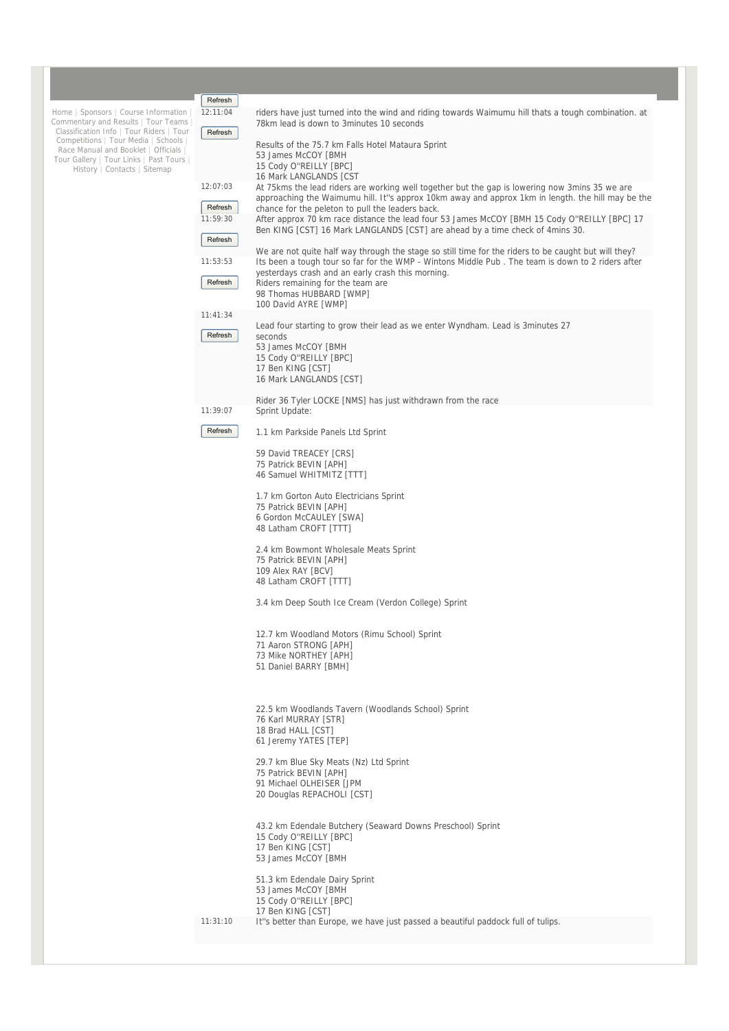Home | Sponsors | Course Information | Commentary and Results | Tour Teams | Classification Info | Tour Riders | Tour Competitions | Tour Media | Schools | Race Manual and Booklet | Officials | Tour Gallery | Tour Links | Past Tours | History | Contacts | Sitemap

**12:11:04**

riders have just turned into the wind and riding towards Waimumu hill thats a tough combination. at 78km lead is down to 3minutes 10 seconds

Results of the 75.7 km Falls Hotel Mataura Sprint
53 James McCOY [BMH
15 Cody O''REILLY [BPC]
16 Mark LANGLANDS [CST

**12:07:03**

At 75kms the lead riders are working well together but the gap is lowering now 3mins 35 we are approaching the Waimumu hill. It''s approx 10km away and approx 1km in length. the hill may be the chance for the peleton to pull the leaders back.

**11:59:30**

After approx 70 km race distance the lead four 53 James McCOY [BMH 15 Cody O''REILLY [BPC] 17 Ben KING [CST] 16 Mark LANGLANDS [CST] are ahead by a time check of 4mins 30.

We are not quite half way through the stage so still time for the riders to be caught but will they?

**11:53:53**

Its been a tough tour so far for the WMP - Wintons Middle Pub . The team is down to 2 riders after yesterdays crash and an early crash this morning.
Riders remaining for the team are
98 Thomas HUBBARD [WMP]
100 David AYRE [WMP]

**11:41:34**

Lead four starting to grow their lead as we enter Wyndham. Lead is 3minutes 27 seconds
53 James McCOY [BMH
15 Cody O''REILLY [BPC]
17 Ben KING [CST]
16 Mark LANGLANDS [CST]

Rider 36 Tyler LOCKE [NMS] has just withdrawn from the race

**11:39:07**

Sprint Update:

1.1 km Parkside Panels Ltd Sprint

59 David TREACEY [CRS]
75 Patrick BEVIN [APH]
46 Samuel WHITMITZ [TTT]

1.7 km Gorton Auto Electricians Sprint
75 Patrick BEVIN [APH]
6 Gordon McCAULEY [SWA]
48 Latham CROFT [TTT]

2.4 km Bowmont Wholesale Meats Sprint
75 Patrick BEVIN [APH]
109 Alex RAY [BCV]
48 Latham CROFT [TTT]

3.4 km Deep South Ice Cream (Verdon College) Sprint

12.7 km Woodland Motors (Rimu School) Sprint
71 Aaron STRONG [APH]
73 Mike NORTHEY [APH]
51 Daniel BARRY [BMH]

22.5 km Woodlands Tavern (Woodlands School) Sprint
76 Karl MURRAY [STR]
18 Brad HALL [CST]
61 Jeremy YATES [TEP]

29.7 km Blue Sky Meats (Nz) Ltd Sprint
75 Patrick BEVIN [APH]
91 Michael OLHEISER [JPM
20 Douglas REPACHOLI [CST]

43.2 km Edendale Butchery (Seaward Downs Preschool) Sprint
15 Cody O''REILLY [BPC]
17 Ben KING [CST]
53 James McCOY [BMH

51.3 km Edendale Dairy Sprint
53 James McCOY [BMH
15 Cody O''REILLY [BPC]
17 Ben KING [CST]

**11:31:10**

It''s better than Europe, we have just passed a beautiful paddock full of tulips.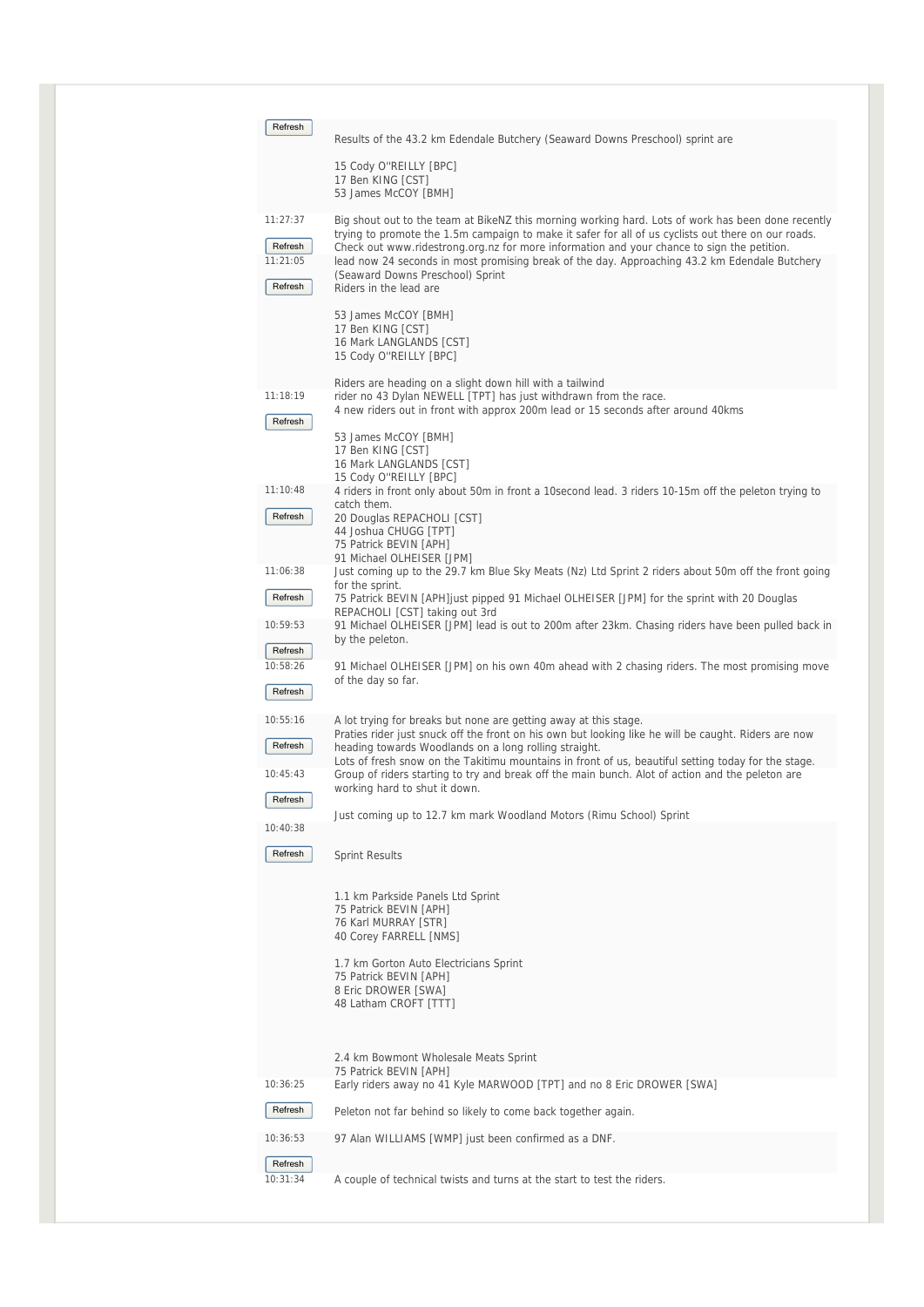Refresh

Results of the 43.2 km Edendale Butchery (Seaward Downs Preschool) sprint are

15 Cody O''REILLY [BPC]
17 Ben KING [CST]
53 James McCOY [BMH]

11:27:37

Refresh

Big shout out to the team at BikeNZ this morning working hard. Lots of work has been done recently trying to promote the 1.5m campaign to make it safer for all of us cyclists out there on our roads. Check out www.ridestrong.org.nz for more information and your chance to sign the petition.

11:21:05

Refresh

lead now 24 seconds in most promising break of the day. Approaching 43.2 km Edendale Butchery (Seaward Downs Preschool) Sprint
Riders in the lead are

53 James McCOY [BMH]
17 Ben KING [CST]
16 Mark LANGLANDS [CST]
15 Cody O''REILLY [BPC]

Riders are heading on a slight down hill with a tailwind

11:18:19

Refresh

rider no 43 Dylan NEWELL [TPT] has just withdrawn from the race.
4 new riders out in front with approx 200m lead or 15 seconds after around 40kms

53 James McCOY [BMH]
17 Ben KING [CST]
16 Mark LANGLANDS [CST]
15 Cody O''REILLY [BPC]

11:10:48

Refresh

4 riders in front only about 50m in front a 10second lead. 3 riders 10-15m off the peleton trying to catch them.
20 Douglas REPACHOLI [CST]
44 Joshua CHUGG [TPT]
75 Patrick BEVIN [APH]
91 Michael OLHEISER [JPM]

11:06:38

Refresh

Just coming up to the 29.7 km Blue Sky Meats (Nz) Ltd Sprint 2 riders about 50m off the front going for the sprint.
75 Patrick BEVIN [APH]just pipped 91 Michael OLHEISER [JPM] for the sprint with 20 Douglas REPACHOLI [CST] taking out 3rd

10:59:53

Refresh

91 Michael OLHEISER [JPM] lead is out to 200m after 23km. Chasing riders have been pulled back in by the peleton.

10:58:26

Refresh

91 Michael OLHEISER [JPM] on his own 40m ahead with 2 chasing riders. The most promising move of the day so far.

10:55:16

Refresh

A lot trying for breaks but none are getting away at this stage.
Praties rider just snuck off the front on his own but looking like he will be caught. Riders are now heading towards Woodlands on a long rolling straight.
Lots of fresh snow on the Takitimu mountains in front of us, beautiful setting today for the stage.

10:45:43

Refresh

Group of riders starting to try and break off the main bunch. Alot of action and the peleton are working hard to shut it down.

Just coming up to 12.7 km mark Woodland Motors (Rimu School) Sprint

10:40:38

Refresh

Sprint Results

1.1 km Parkside Panels Ltd Sprint
75 Patrick BEVIN [APH]
76 Karl MURRAY [STR]
40 Corey FARRELL [NMS]

1.7 km Gorton Auto Electricians Sprint
75 Patrick BEVIN [APH]
8 Eric DROWER [SWA]
48 Latham CROFT [TTT]

2.4 km Bowmont Wholesale Meats Sprint
75 Patrick BEVIN [APH]

10:36:25

Refresh

Early riders away no 41 Kyle MARWOOD [TPT] and no 8 Eric DROWER [SWA]

Peleton not far behind so likely to come back together again.

10:36:53

Refresh

97 Alan WILLIAMS [WMP] just been confirmed as a DNF.

10:31:34

A couple of technical twists and turns at the start to test the riders.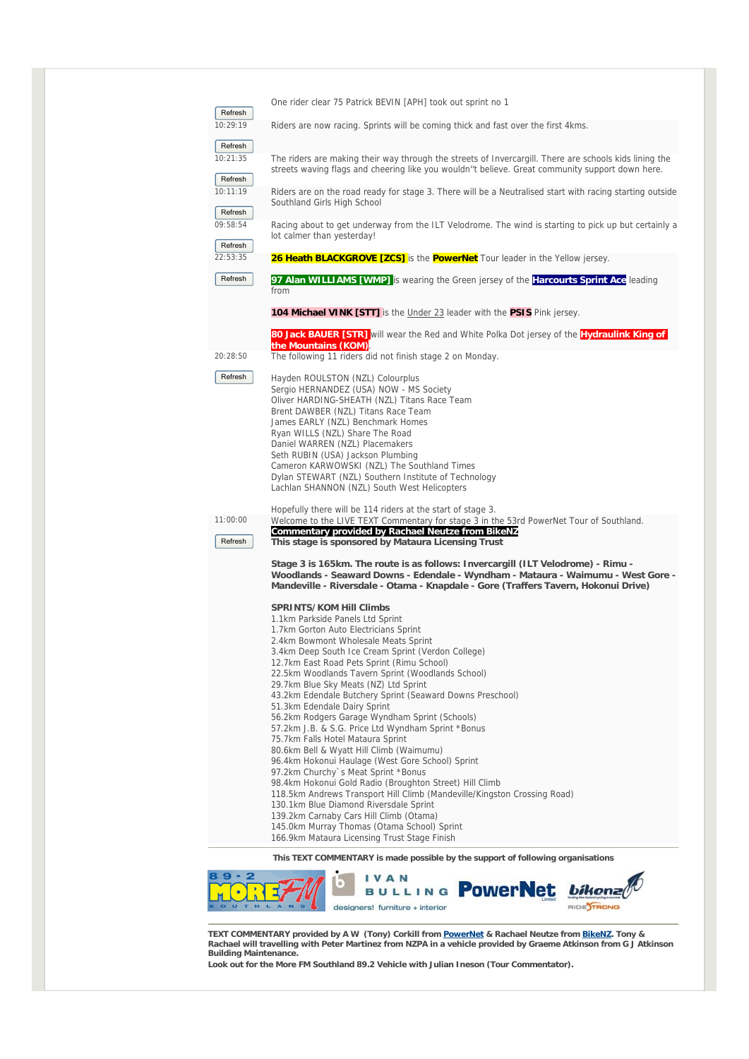One rider clear 75 Patrick BEVIN [APH] took out sprint no 1

10:29:19

Riders are now racing. Sprints will be coming thick and fast over the first 4kms.

10:21:35

The riders are making their way through the streets of Invercargill. There are schools kids lining the streets waving flags and cheering like you wouldn''t believe. Great community support down here.

10:11:19

Riders are on the road ready for stage 3. There will be a Neutralised start with racing starting outside Southland Girls High School

09:58:54

Racing about to get underway from the ILT Velodrome. The wind is starting to pick up but certainly a lot calmer than yesterday!

22:53:35

**26 Heath BLACKGROVE [ZCS]** is the **PowerNet** Tour leader in the Yellow jersey.

**97 Alan WILLIAMS [WMP]** is wearing the Green jersey of the **Harcourts Sprint Ace** leading from

**104 Michael VINK [STT]** is the Under 23 leader with the **PSIS** Pink jersey.

**80 Jack BAUER [STR]** will wear the Red and White Polka Dot jersey of the **Hydraulink King of the Mountains (KOM)**.

20:28:50

The following 11 riders did not finish stage 2 on Monday.

Hayden ROULSTON (NZL) Colourplus
Sergio HERNANDEZ (USA) NOW - MS Society
Oliver HARDING-SHEATH (NZL) Titans Race Team
Brent DAWBER (NZL) Titans Race Team
James EARLY (NZL) Benchmark Homes
Ryan WILLS (NZL) Share The Road
Daniel WARREN (NZL) Placemakers
Seth RUBIN (USA) Jackson Plumbing
Cameron KARWOWSKI (NZL) The Southland Times
Dylan STEWART (NZL) Southern Institute of Technology
Lachlan SHANNON (NZL) South West Helicopters

Hopefully there will be 114 riders at the start of stage 3.

11:00:00

Welcome to the LIVE TEXT Commentary for stage 3 in the 53rd PowerNet Tour of Southland.
**Commentary provided by Rachael Neutze from BikeNZ**
**This stage is sponsored by Mataura Licensing Trust**

**Stage 3 is 165km. The route is as follows: Invercargill (ILT Velodrome) - Rimu - Woodlands - Seaward Downs - Edendale - Wyndham - Mataura - Waimumu - West Gore - Mandeville - Riversdale - Otama - Knapdale - Gore (Traffers Tavern, Hokonui Drive)**

**SPRINTS/KOM Hill Climbs**
1.1km Parkside Panels Ltd Sprint
1.7km Gorton Auto Electricians Sprint
2.4km Bowmont Wholesale Meats Sprint
3.4km Deep South Ice Cream Sprint (Verdon College)
12.7km East Road Pets Sprint (Rimu School)
22.5km Woodlands Tavern Sprint (Woodlands School)
29.7km Blue Sky Meats (NZ) Ltd Sprint
43.2km Edendale Butchery Sprint (Seaward Downs Preschool)
51.3km Edendale Dairy Sprint
56.2km Rodgers Garage Wyndham Sprint (Schools)
57.2km J.B. & S.G. Price Ltd Wyndham Sprint *Bonus
75.7km Falls Hotel Mataura Sprint
80.6km Bell & Wyatt Hill Climb (Waimumu)
96.4km Hokonui Haulage (West Gore School) Sprint
97.2km Churchy`s Meat Sprint *Bonus
98.4km Hokonui Gold Radio (Broughton Street) Hill Climb
118.5km Andrews Transport Hill Climb (Mandeville/Kingston Crossing Road)
130.1km Blue Diamond Riversdale Sprint
139.2km Carnaby Cars Hill Climb (Otama)
145.0km Murray Thomas (Otama School) Sprint
166.9km Mataura Licensing Trust Stage Finish

**This TEXT COMMENTARY is made possible by the support of following organisations**

**TEXT COMMENTARY provided by A W (Tony) Corkill from PowerNet & Rachael Neutze from BikeNZ. Tony & Rachael will travelling with Peter Martinez from NZPA in a vehicle provided by Graeme Atkinson from G J Atkinson Building Maintenance.**
**Look out for the More FM Southland 89.2 Vehicle with Julian Ineson (Tour Commentator).**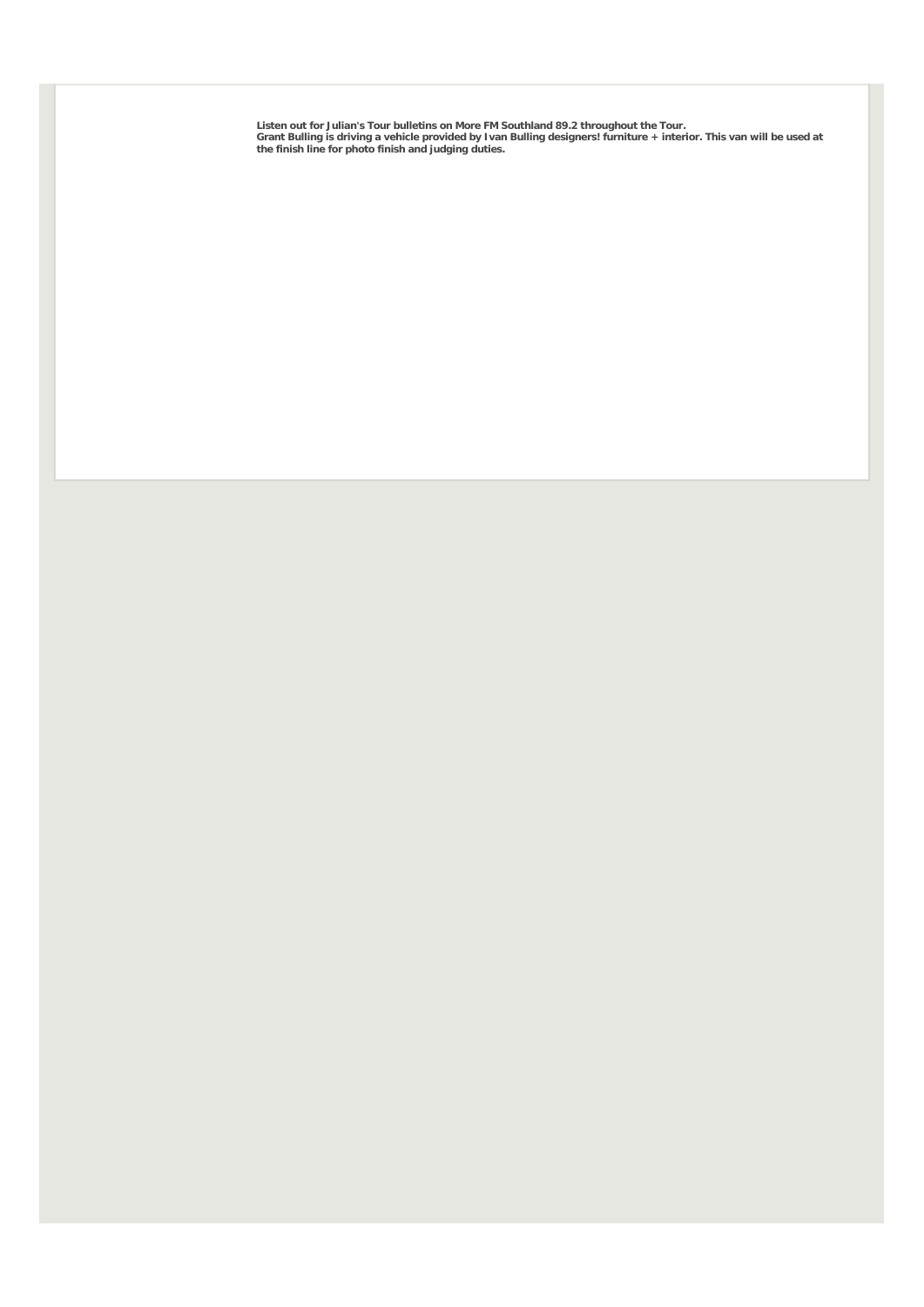**Listen out for Julian's Tour bulletins on More FM Southland 89.2 throughout the Tour.**
**Grant Bulling is driving a vehicle provided by Ivan Bulling designers! furniture + interior. This van will be used at the finish line for photo finish and judging duties.**